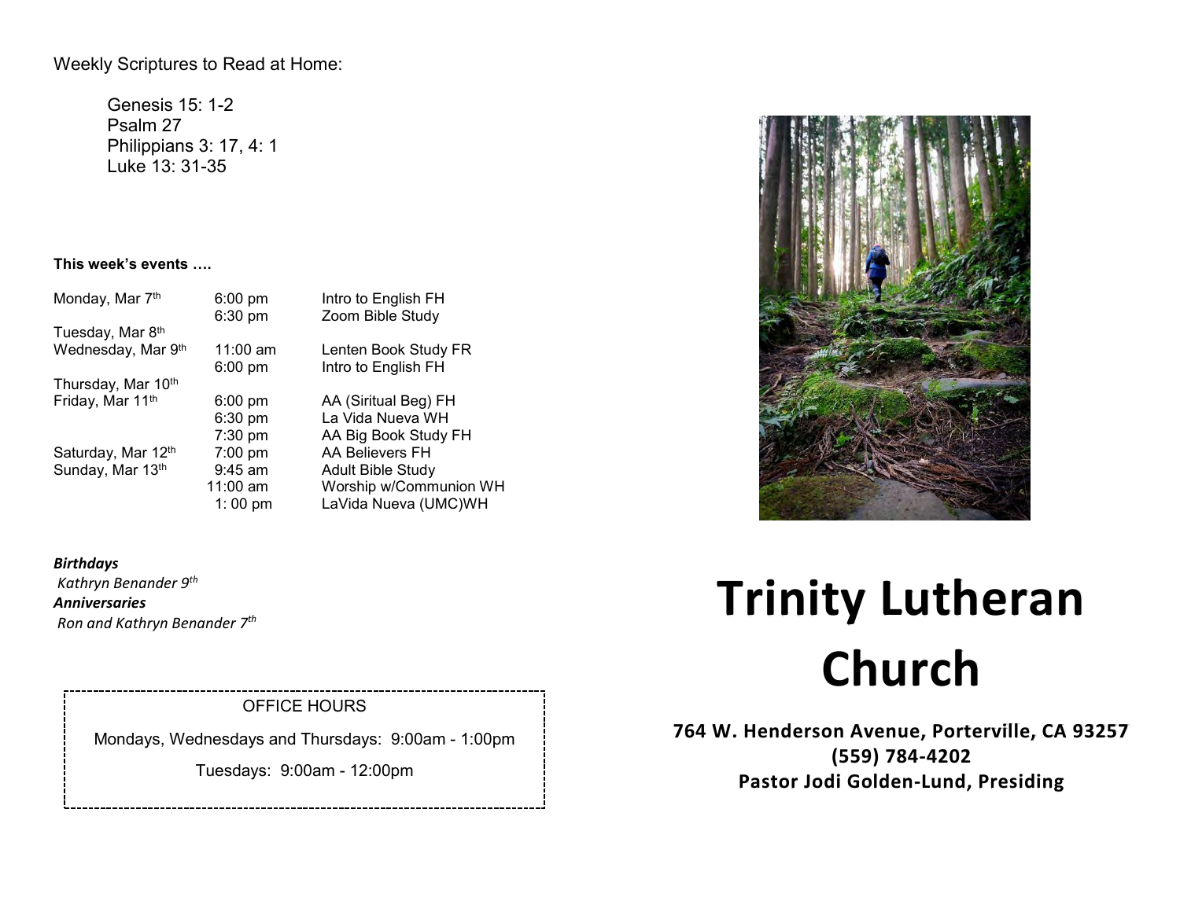Weekly Scriptures to Read at Home:

Genesis 15: 1-2
Psalm 27
Philippians 3: 17, 4: 1
Luke 13: 31-35

**This week's events ….**

| | | |
|---|---|---|
| Monday, Mar 7th | 6:00 pm | Intro to English FH |
| | 6:30 pm | Zoom Bible Study |
| Tuesday, Mar 8th | | |
| Wednesday, Mar 9th | 11:00 am | Lenten Book Study FR |
| | 6:00 pm | Intro to English FH |
| Thursday, Mar 10th | | |
| Friday, Mar 11th | 6:00 pm | AA (Siritual Beg) FH |
| | 6:30 pm | La Vida Nueva WH |
| | 7:30 pm | AA Big Book Study FH |
| Saturday, Mar 12th | 7:00 pm | AA Believers FH |
| Sunday, Mar 13th | 9:45 am | Adult Bible Study |
| | 11:00 am | Worship w/Communion WH |
| | 1: 00 pm | LaVida Nueva (UMC)WH |

***Birthdays***

*Kathryn Benander 9th*

***Anniversaries***

*Ron and Kathryn Benander 7th*

OFFICE HOURS

Mondays, Wednesdays and Thursdays: 9:00am - 1:00pm

Tuesdays: 9:00am - 12:00pm

# Trinity Lutheran Church

**764 W. Henderson Avenue, Porterville, CA 93257**
**(559) 784-4202**
**Pastor Jodi Golden-Lund, Presiding**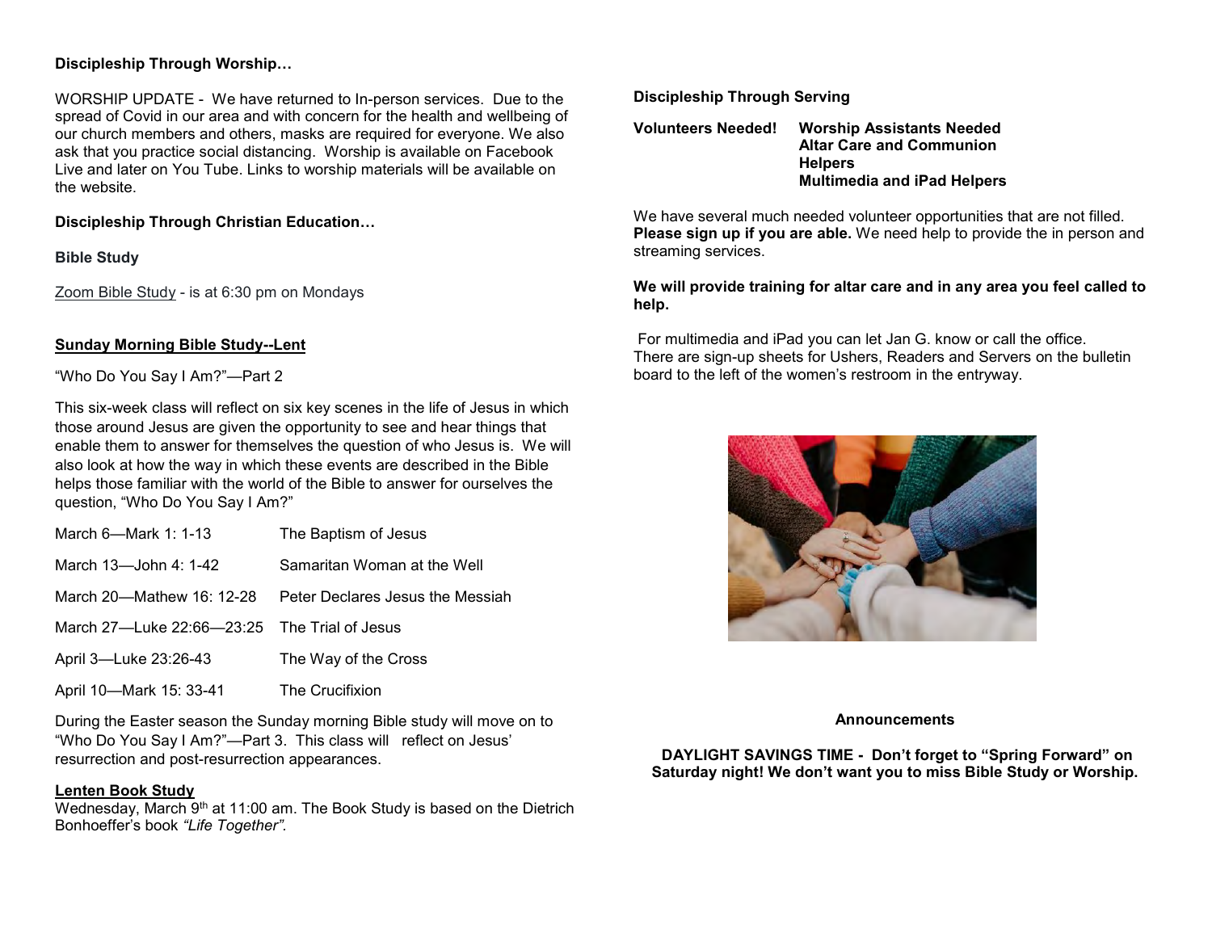**Discipleship Through Worship…**

WORSHIP UPDATE - We have returned to In-person services. Due to the spread of Covid in our area and with concern for the health and wellbeing of our church members and others, masks are required for everyone. We also ask that you practice social distancing. Worship is available on Facebook Live and later on You Tube. Links to worship materials will be available on the website.

**Discipleship Through Christian Education…**

**Bible Study**

Zoom Bible Study - is at 6:30 pm on Mondays

**Sunday Morning Bible Study--Lent**

"Who Do You Say I Am?"—Part 2

This six-week class will reflect on six key scenes in the life of Jesus in which those around Jesus are given the opportunity to see and hear things that enable them to answer for themselves the question of who Jesus is. We will also look at how the way in which these events are described in the Bible helps those familiar with the world of the Bible to answer for ourselves the question, "Who Do You Say I Am?"

| | |
|---|---|
| March 6—Mark 1: 1-13 | The Baptism of Jesus |
| March 13—John 4: 1-42 | Samaritan Woman at the Well |
| March 20—Mathew 16: 12-28 | Peter Declares Jesus the Messiah |
| March 27—Luke 22:66—23:25 | The Trial of Jesus |
| April 3—Luke 23:26-43 | The Way of the Cross |
| April 10—Mark 15: 33-41 | The Crucifixion |

During the Easter season the Sunday morning Bible study will move on to "Who Do You Say I Am?"—Part 3. This class will reflect on Jesus' resurrection and post-resurrection appearances.

**Lenten Book Study**

Wednesday, March 9th at 11:00 am. The Book Study is based on the Dietrich Bonhoeffer's book *"Life Together".*

**Discipleship Through Serving**

**Volunteers Needed!** **Worship Assistants Needed**
**Altar Care and Communion Helpers**
**Multimedia and iPad Helpers**

We have several much needed volunteer opportunities that are not filled. **Please sign up if you are able.** We need help to provide the in person and streaming services.

**We will provide training for altar care and in any area you feel called to help.**

For multimedia and iPad you can let Jan G. know or call the office. There are sign-up sheets for Ushers, Readers and Servers on the bulletin board to the left of the women's restroom in the entryway.

**Announcements**

**DAYLIGHT SAVINGS TIME - Don't forget to "Spring Forward" on Saturday night! We don't want you to miss Bible Study or Worship.**